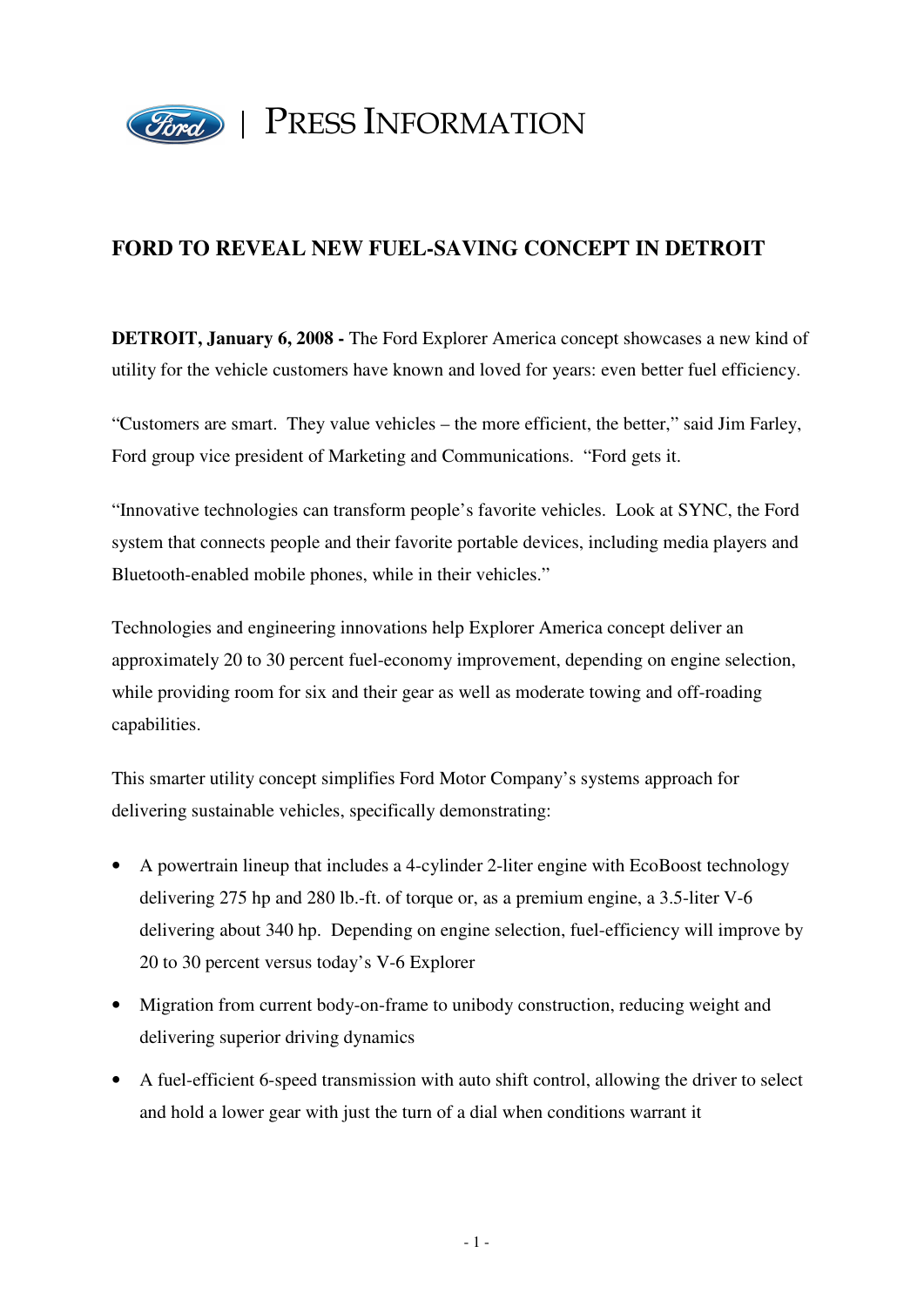# PRESS INFORMATION

## FORD TO REVEAL NEW FUEL-SAVING CONCEPT IN DETROIT

**DETROIT, January 6, 2008 -** The Ford Explorer America concept showcases a new kind of utility for the vehicle customers have known and loved for years: even better fuel efficiency.

“Customers are smart. They value vehicles – the more efficient, the better,” said Jim Farley, Ford group vice president of Marketing and Communications. “Ford gets it.

“Innovative technologies can transform people’s favorite vehicles. Look at SYNC, the Ford system that connects people and their favorite portable devices, including media players and Bluetooth-enabled mobile phones, while in their vehicles.”

Technologies and engineering innovations help Explorer America concept deliver an approximately 20 to 30 percent fuel-economy improvement, depending on engine selection, while providing room for six and their gear as well as moderate towing and off-roading capabilities.

This smarter utility concept simplifies Ford Motor Company’s systems approach for delivering sustainable vehicles, specifically demonstrating:

- A powertrain lineup that includes a 4-cylinder 2-liter engine with EcoBoost technology delivering 275 hp and 280 lb.-ft. of torque or, as a premium engine, a 3.5-liter V-6 delivering about 340 hp. Depending on engine selection, fuel-efficiency will improve by 20 to 30 percent versus today’s V-6 Explorer
- Migration from current body-on-frame to unibody construction, reducing weight and delivering superior driving dynamics
- A fuel-efficient 6-speed transmission with auto shift control, allowing the driver to select and hold a lower gear with just the turn of a dial when conditions warrant it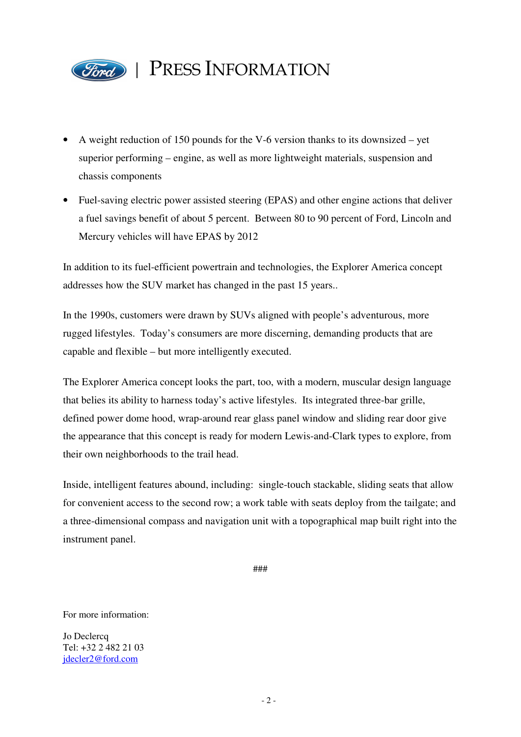- A weight reduction of 150 pounds for the V-6 version thanks to its downsized – yet superior performing – engine, as well as more lightweight materials, suspension and chassis components
- Fuel-saving electric power assisted steering (EPAS) and other engine actions that deliver a fuel savings benefit of about 5 percent. Between 80 to 90 percent of Ford, Lincoln and Mercury vehicles will have EPAS by 2012

In addition to its fuel-efficient powertrain and technologies, the Explorer America concept addresses how the SUV market has changed in the past 15 years..

In the 1990s, customers were drawn by SUVs aligned with people's adventurous, more rugged lifestyles. Today's consumers are more discerning, demanding products that are capable and flexible – but more intelligently executed.

The Explorer America concept looks the part, too, with a modern, muscular design language that belies its ability to harness today's active lifestyles. Its integrated three-bar grille, defined power dome hood, wrap-around rear glass panel window and sliding rear door give the appearance that this concept is ready for modern Lewis-and-Clark types to explore, from their own neighborhoods to the trail head.

Inside, intelligent features abound, including: single-touch stackable, sliding seats that allow for convenient access to the second row; a work table with seats deploy from the tailgate; and a three-dimensional compass and navigation unit with a topographical map built right into the instrument panel.

###

For more information:

Jo Declercq
Tel: +32 2 482 21 03
jdecler2@ford.com